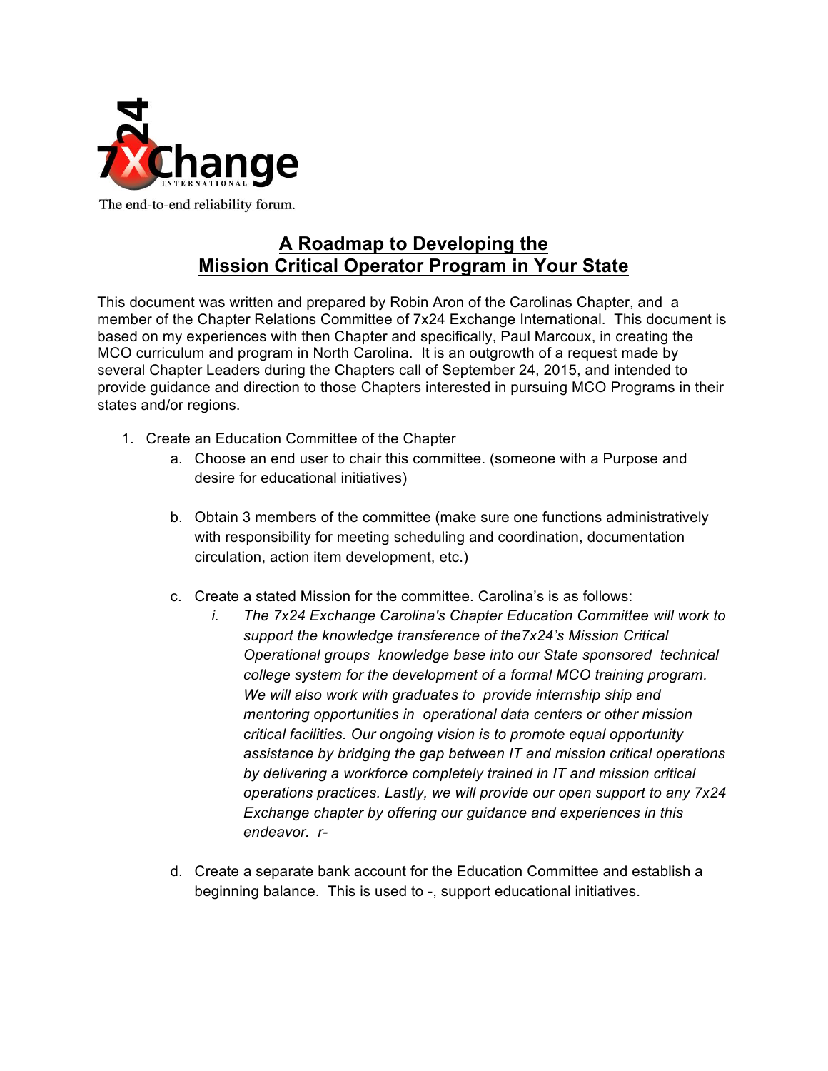The end-to-end reliability forum.

# A Roadmap to Developing the Mission Critical Operator Program in Your State

This document was written and prepared by Robin Aron of the Carolinas Chapter, and a member of the Chapter Relations Committee of 7x24 Exchange International. This document is based on my experiences with then Chapter and specifically, Paul Marcoux, in creating the MCO curriculum and program in North Carolina. It is an outgrowth of a request made by several Chapter Leaders during the Chapters call of September 24, 2015, and intended to provide guidance and direction to those Chapters interested in pursuing MCO Programs in their states and/or regions.

1. Create an Education Committee of the Chapter
   a. Choose an end user to chair this committee. (someone with a Purpose and desire for educational initiatives)

   b. Obtain 3 members of the committee (make sure one functions administratively with responsibility for meeting scheduling and coordination, documentation circulation, action item development, etc.)

   c. Create a stated Mission for the committee. Carolina's is as follows:
      i. *The 7x24 Exchange Carolina's Chapter Education Committee will work to support the knowledge transference of the7x24's Mission Critical Operational groups knowledge base into our State sponsored technical college system for the development of a formal MCO training program. We will also work with graduates to provide internship ship and mentoring opportunities in operational data centers or other mission critical facilities. Our ongoing vision is to promote equal opportunity assistance by bridging the gap between IT and mission critical operations by delivering a workforce completely trained in IT and mission critical operations practices. Lastly, we will provide our open support to any 7x24 Exchange chapter by offering our guidance and experiences in this endeavor. r-*

   d. Create a separate bank account for the Education Committee and establish a beginning balance. This is used to -, support educational initiatives.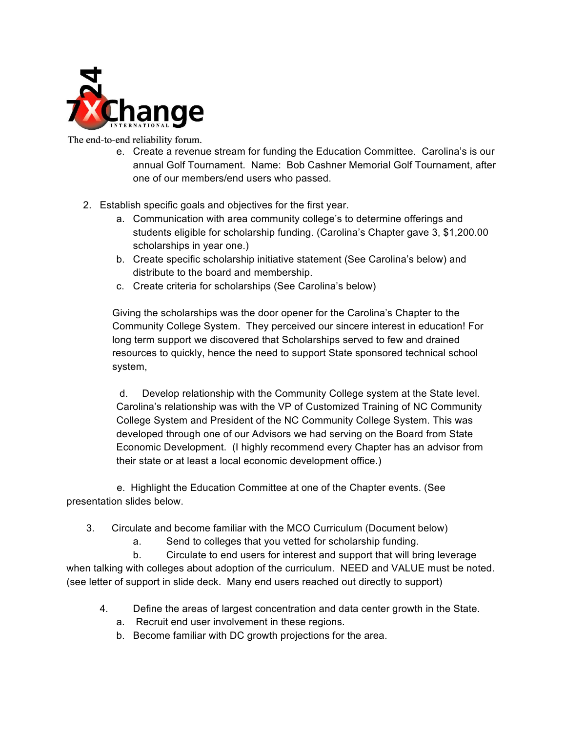e. Create a revenue stream for funding the Education Committee. Carolina's is our annual Golf Tournament. Name: Bob Cashner Memorial Golf Tournament, after one of our members/end users who passed.

2. Establish specific goals and objectives for the first year.
   a. Communication with area community college's to determine offerings and students eligible for scholarship funding. (Carolina's Chapter gave 3, $1,200.00 scholarships in year one.)
   b. Create specific scholarship initiative statement (See Carolina's below) and distribute to the board and membership.
   c. Create criteria for scholarships (See Carolina's below)

   Giving the scholarships was the door opener for the Carolina's Chapter to the Community College System. They perceived our sincere interest in education! For long term support we discovered that Scholarships served to few and drained resources to quickly, hence the need to support State sponsored technical school system,

   d. Develop relationship with the Community College system at the State level. Carolina's relationship was with the VP of Customized Training of NC Community College System and President of the NC Community College System. This was developed through one of our Advisors we had serving on the Board from State Economic Development. (I highly recommend every Chapter has an advisor from their state or at least a local economic development office.)

   e. Highlight the Education Committee at one of the Chapter events. (See presentation slides below.

3. Circulate and become familiar with the MCO Curriculum (Document below)
   a. Send to colleges that you vetted for scholarship funding.
   b. Circulate to end users for interest and support that will bring leverage when talking with colleges about adoption of the curriculum. NEED and VALUE must be noted. (see letter of support in slide deck. Many end users reached out directly to support)

4. Define the areas of largest concentration and data center growth in the State.
   a. Recruit end user involvement in these regions.
   b. Become familiar with DC growth projections for the area.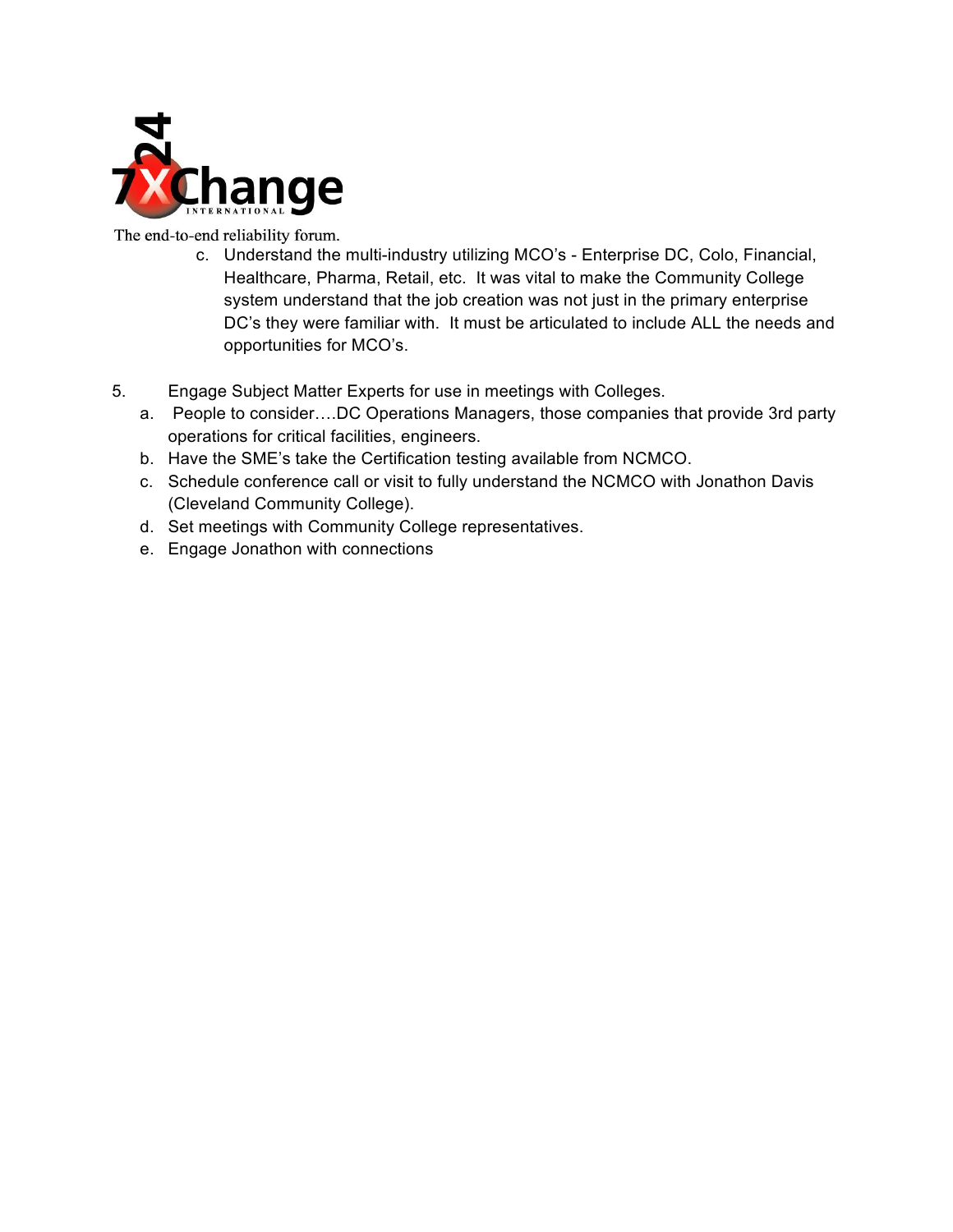c. Understand the multi-industry utilizing MCO's - Enterprise DC, Colo, Financial, Healthcare, Pharma, Retail, etc. It was vital to make the Community College system understand that the job creation was not just in the primary enterprise DC's they were familiar with. It must be articulated to include ALL the needs and opportunities for MCO's.

5. Engage Subject Matter Experts for use in meetings with Colleges.
   a. People to consider….DC Operations Managers, those companies that provide 3rd party operations for critical facilities, engineers.
   b. Have the SME's take the Certification testing available from NCMCO.
   c. Schedule conference call or visit to fully understand the NCMCO with Jonathon Davis (Cleveland Community College).
   d. Set meetings with Community College representatives.
   e. Engage Jonathon with connections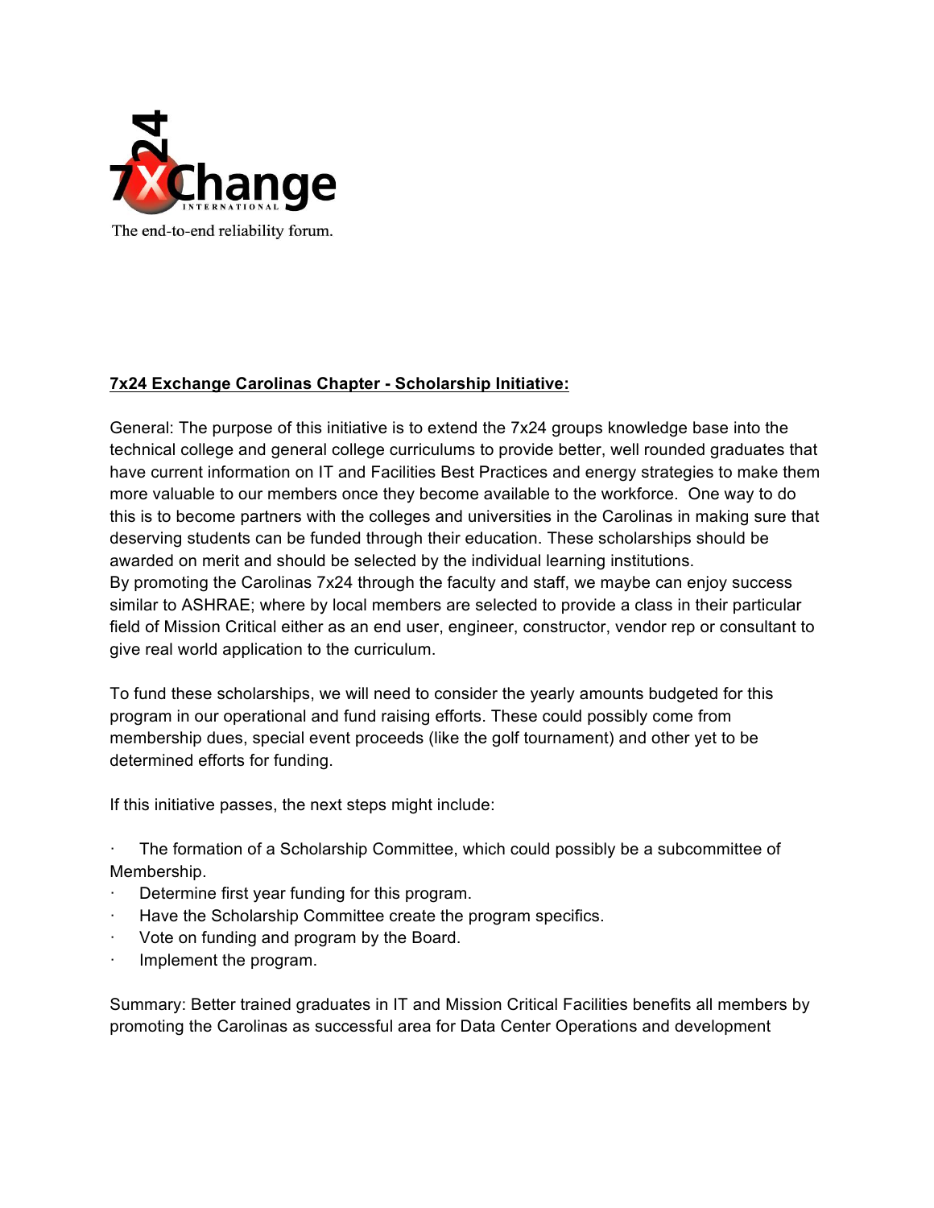7x24 Exchange International

The end-to-end reliability forum.

## **7x24 Exchange Carolinas Chapter - Scholarship Initiative:**

General: The purpose of this initiative is to extend the 7x24 groups knowledge base into the technical college and general college curriculums to provide better, well rounded graduates that have current information on IT and Facilities Best Practices and energy strategies to make them more valuable to our members once they become available to the workforce. One way to do this is to become partners with the colleges and universities in the Carolinas in making sure that deserving students can be funded through their education. These scholarships should be awarded on merit and should be selected by the individual learning institutions.
By promoting the Carolinas 7x24 through the faculty and staff, we maybe can enjoy success similar to ASHRAE; where by local members are selected to provide a class in their particular field of Mission Critical either as an end user, engineer, constructor, vendor rep or consultant to give real world application to the curriculum.

To fund these scholarships, we will need to consider the yearly amounts budgeted for this program in our operational and fund raising efforts. These could possibly come from membership dues, special event proceeds (like the golf tournament) and other yet to be determined efforts for funding.

If this initiative passes, the next steps might include:

- The formation of a Scholarship Committee, which could possibly be a subcommittee of Membership.
- Determine first year funding for this program.
- Have the Scholarship Committee create the program specifics.
- Vote on funding and program by the Board.
- Implement the program.

Summary: Better trained graduates in IT and Mission Critical Facilities benefits all members by promoting the Carolinas as successful area for Data Center Operations and development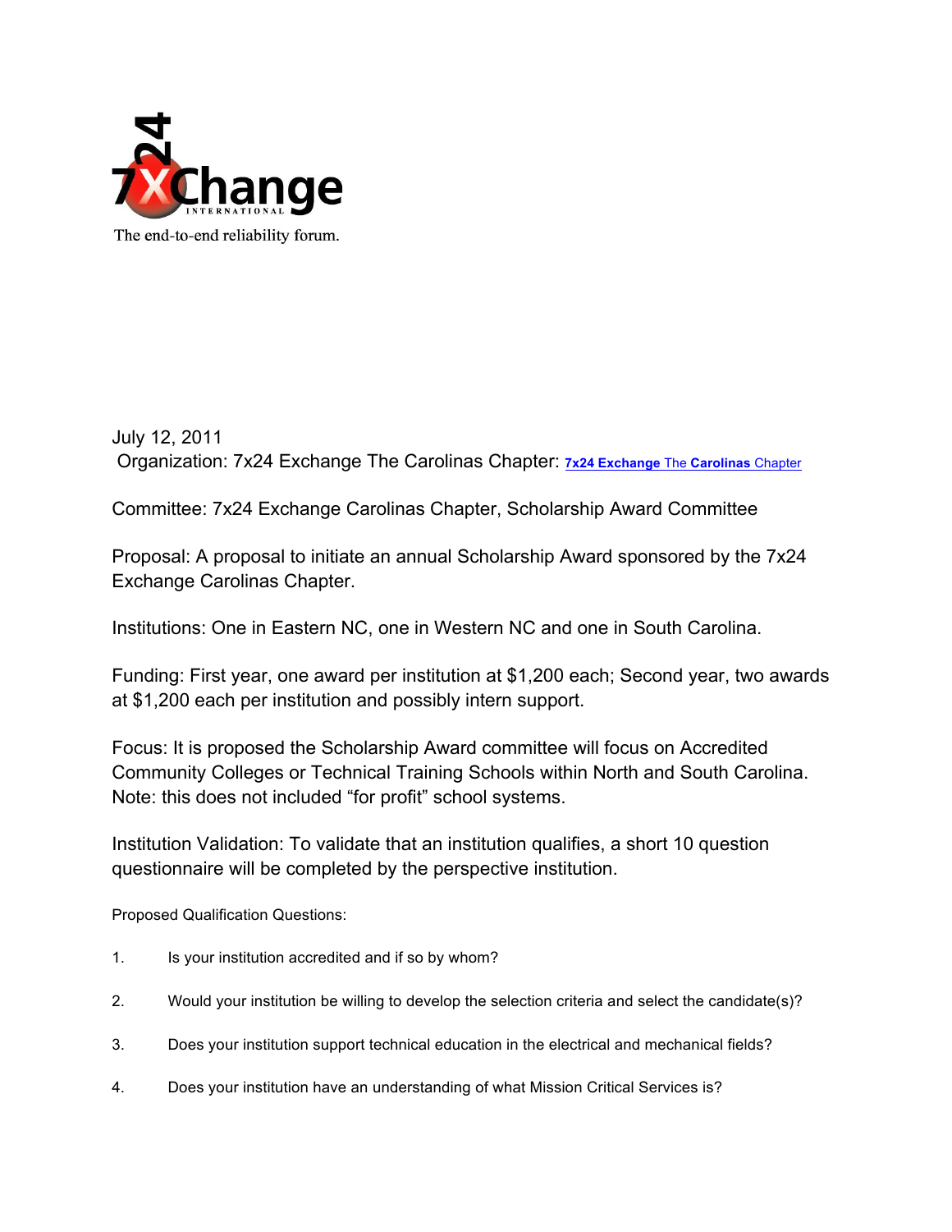The end-to-end reliability forum.

July 12, 2011

Organization: 7x24 Exchange The Carolinas Chapter: **7x24 Exchange** The **Carolinas** Chapter

Committee: 7x24 Exchange Carolinas Chapter, Scholarship Award Committee

Proposal: A proposal to initiate an annual Scholarship Award sponsored by the 7x24 Exchange Carolinas Chapter.

Institutions: One in Eastern NC, one in Western NC and one in South Carolina.

Funding: First year, one award per institution at $1,200 each; Second year, two awards at $1,200 each per institution and possibly intern support.

Focus: It is proposed the Scholarship Award committee will focus on Accredited Community Colleges or Technical Training Schools within North and South Carolina. Note: this does not included "for profit" school systems.

Institution Validation: To validate that an institution qualifies, a short 10 question questionnaire will be completed by the perspective institution.

Proposed Qualification Questions:

1. Is your institution accredited and if so by whom?
2. Would your institution be willing to develop the selection criteria and select the candidate(s)?
3. Does your institution support technical education in the electrical and mechanical fields?
4. Does your institution have an understanding of what Mission Critical Services is?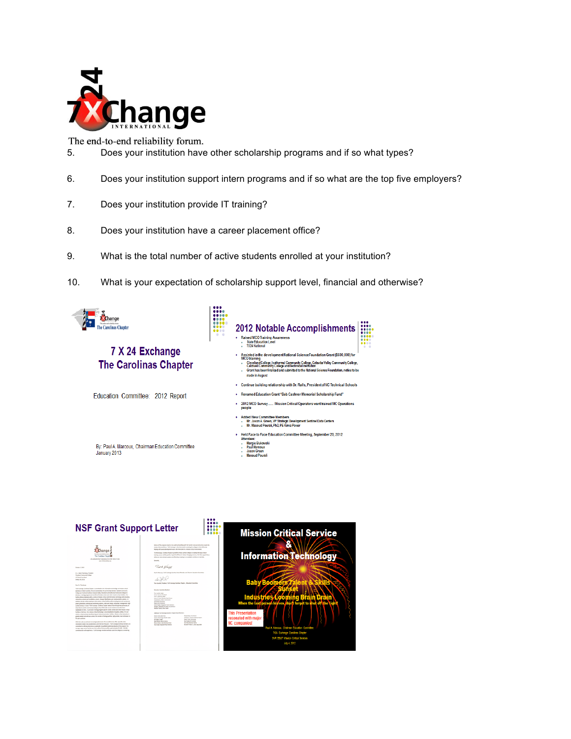The end-to-end reliability forum.

5. Does your institution have other scholarship programs and if so what types?

6. Does your institution support intern programs and if so what are the top five employers?

7. Does your institution provide IT training?

8. Does your institution have a career placement office?

9. What is the total number of active students enrolled at your institution?

10. What is your expectation of scholarship support level, financial and otherwise?

## 7 X 24 Exchange The Carolinas Chapter

Education Committee: 2012 Report

By: Paul A. Marcoux, Chairman Education Committee
January 2013

## 2012 Notable Accomplishments

- Raised MCO Training Awareness
  - State Education Level
  - 7X24 National
- Assisted in the development National Science Foundation Grant ($600,000) for MCO training
  - Cleveland College, Isothermal Community College, Catawba Valley Community College, Caldwell Community College and Technical Institution
  - Grant has been finalized and submitted to the National Science Foundation, notice to be made in August
- Continue building relationship with Dr. Ralls, President of NC Technical Schools
- Renamed Education Grant "Bob Cashner Memorial Scholarship Fund"
- 2012 MCO Survey..... Mission Critical Operators want trained MC Operations people
- Added New Committee Members
  - Mr. Jason A. Green, VP Strategic Development Sentinel Data Centers
  - Mr. Masoud Pourali, PhD, PE Kimia Power
- Held Face to Face Education Committee Meeting, September 20, 2012 attendees:
  - Margie Bukowski
  - Paul Marcoux
  - Jason Green
  - Masoud Pourali

## NSF Grant Support Letter

## Mission Critical Service & Information Technology

Baby Boomers Talent & Skills Sunset

Industries Looming Brain Drain

When the last person leaves, don't forget to shut off the light!

This Presentation resonated with major NC companies!

Paul A. Marcoux, Chairman Education Committee
7x24 Exchange Carolinas Chapter
SVP, BBAT Mission Critical Services
July 4, 2012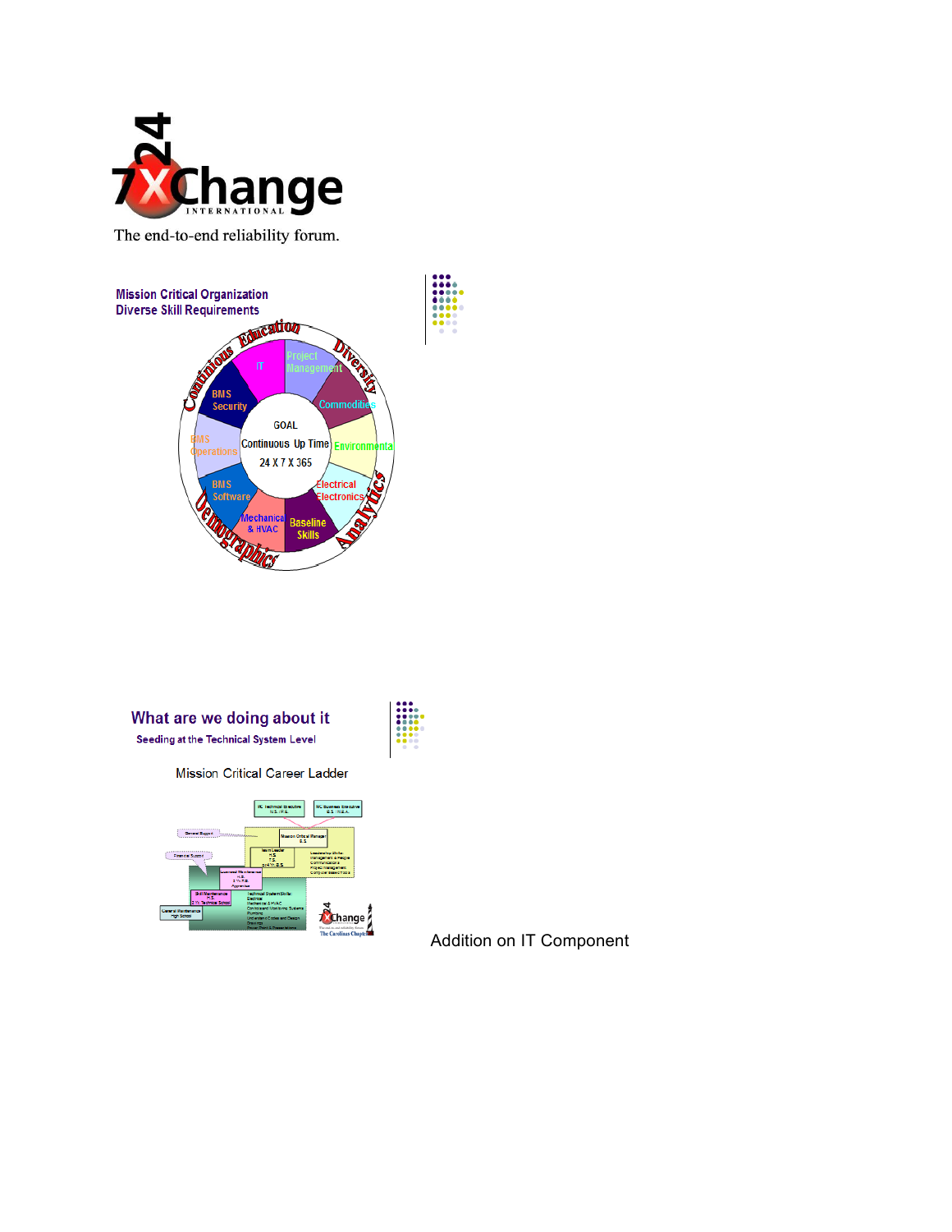7X24 Change INTERNATIONAL

The end-to-end reliability forum.

## Mission Critical Organization
## Diverse Skill Requirements

Continuous Education, Diversity, Analytics, Demographics

GOAL

Continuous Up Time

24 X 7 X 365

IT | Project Management | Commodities | Environmental | Electrical Electronics | Baseline Skills | Mechanical & HVAC | BMS Software | BMS Operations | BMS Security

## What are we doing about it

**Seeding at the Technical System Level**

Mission Critical Career Ladder

Addition on IT Component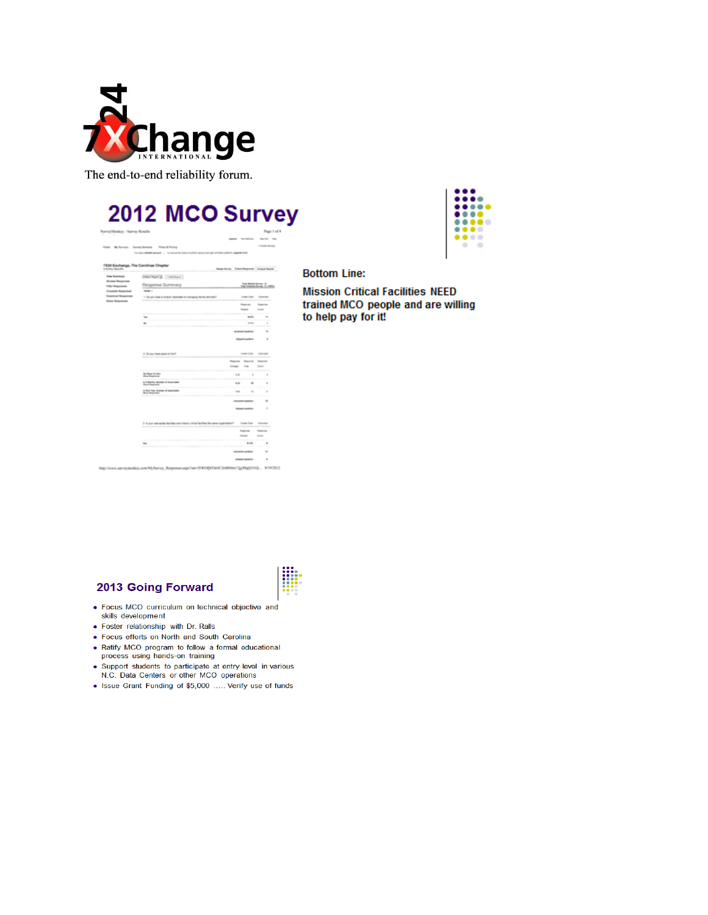7X24 Exchange International

The end-to-end reliability forum.

## 2012 MCO Survey

**Bottom Line:**

**Mission Critical Facilities NEED trained MCO people and are willing to help pay for it!**

## 2013 Going Forward

- Focus MCO curriculum on technical objective and skills development
- Foster relationship with Dr. Ralls
- Focus efforts on North and South Carolina
- Ratify MCO program to follow a formal educational process using hands-on training
- Support students to participate at entry level in various N.C. Data Centers or other MCO operations
- Issue Grant Funding of $5,000 ..... Verify use of funds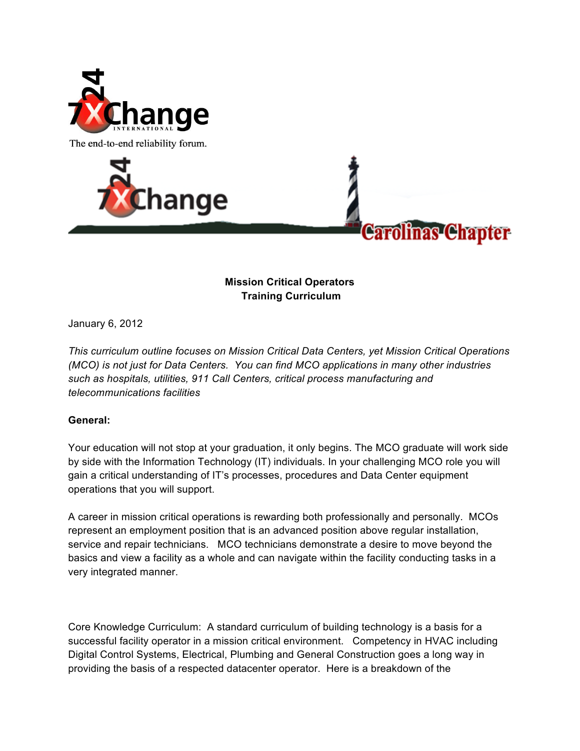**Mission Critical Operators**
**Training Curriculum**

January 6, 2012

*This curriculum outline focuses on Mission Critical Data Centers, yet Mission Critical Operations (MCO) is not just for Data Centers. You can find MCO applications in many other industries such as hospitals, utilities, 911 Call Centers, critical process manufacturing and telecommunications facilities*

**General:**

Your education will not stop at your graduation, it only begins. The MCO graduate will work side by side with the Information Technology (IT) individuals. In your challenging MCO role you will gain a critical understanding of IT's processes, procedures and Data Center equipment operations that you will support.

A career in mission critical operations is rewarding both professionally and personally. MCOs represent an employment position that is an advanced position above regular installation, service and repair technicians. MCO technicians demonstrate a desire to move beyond the basics and view a facility as a whole and can navigate within the facility conducting tasks in a very integrated manner.

Core Knowledge Curriculum: A standard curriculum of building technology is a basis for a successful facility operator in a mission critical environment. Competency in HVAC including Digital Control Systems, Electrical, Plumbing and General Construction goes a long way in providing the basis of a respected datacenter operator. Here is a breakdown of the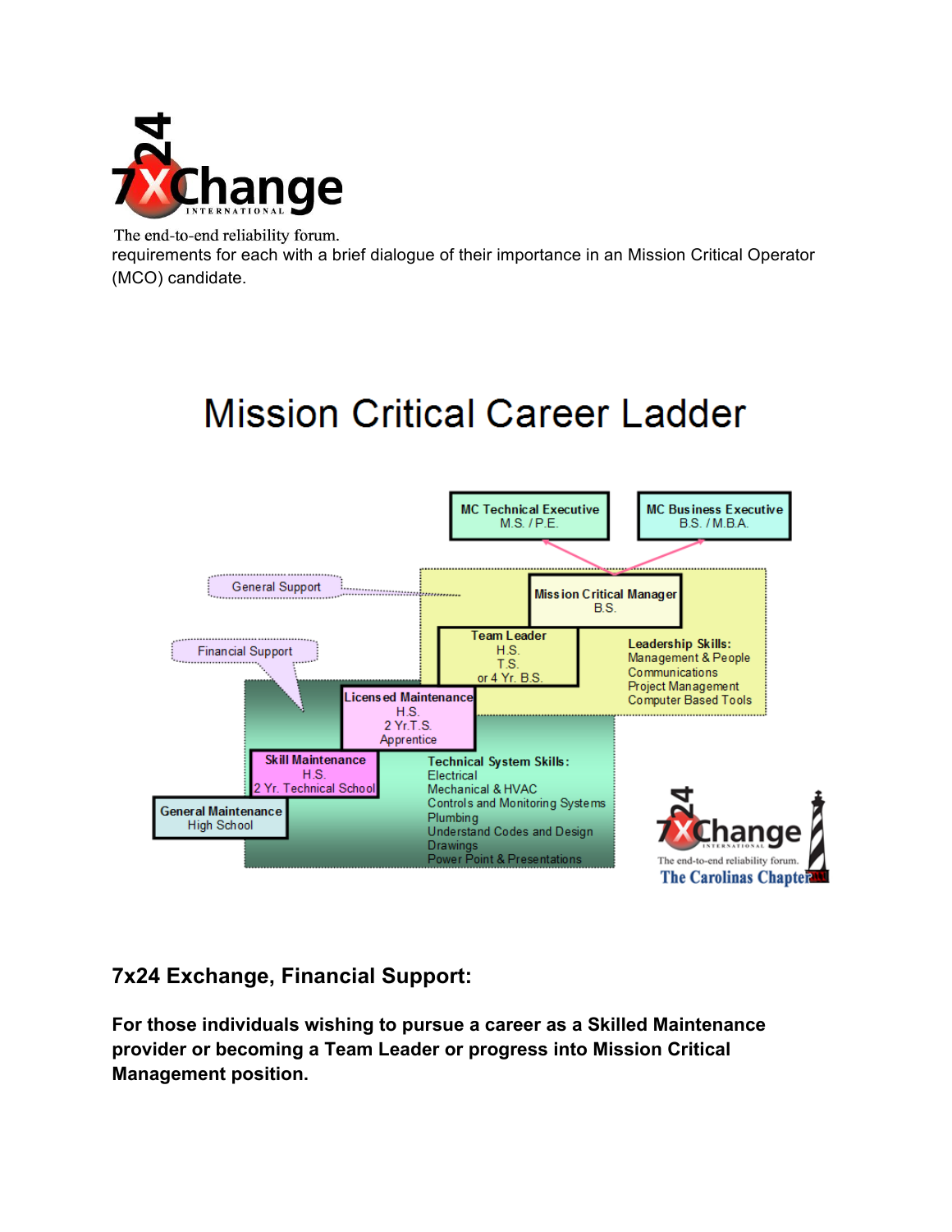requirements for each with a brief dialogue of their importance in an Mission Critical Operator (MCO) candidate.

# Mission Critical Career Ladder

- **MC Technical Executive** — M.S. / P.E.
- **MC Business Executive** — B.S. / M.B.A.
- **Mission Critical Manager** — B.S.
- **Team Leader** — H.S. T.S. or 4 Yr. B.S.
- **Licensed Maintenance** — H.S. 2 Yr.T.S. Apprentice
- **Skill Maintenance** — H.S. 2 Yr. Technical School
- **General Maintenance** — High School

General Support

Financial Support

**Leadership Skills:**
Management & People
Communications
Project Management
Computer Based Tools

**Technical System Skills:**
Electrical
Mechanical & HVAC
Controls and Monitoring Systems
Plumbing
Understand Codes and Design
Drawings
Power Point & Presentations

7x24 Exchange International — The end-to-end reliability forum. The Carolinas Chapter

### 7x24 Exchange, Financial Support:

**For those individuals wishing to pursue a career as a Skilled Maintenance provider or becoming a Team Leader or progress into Mission Critical Management position.**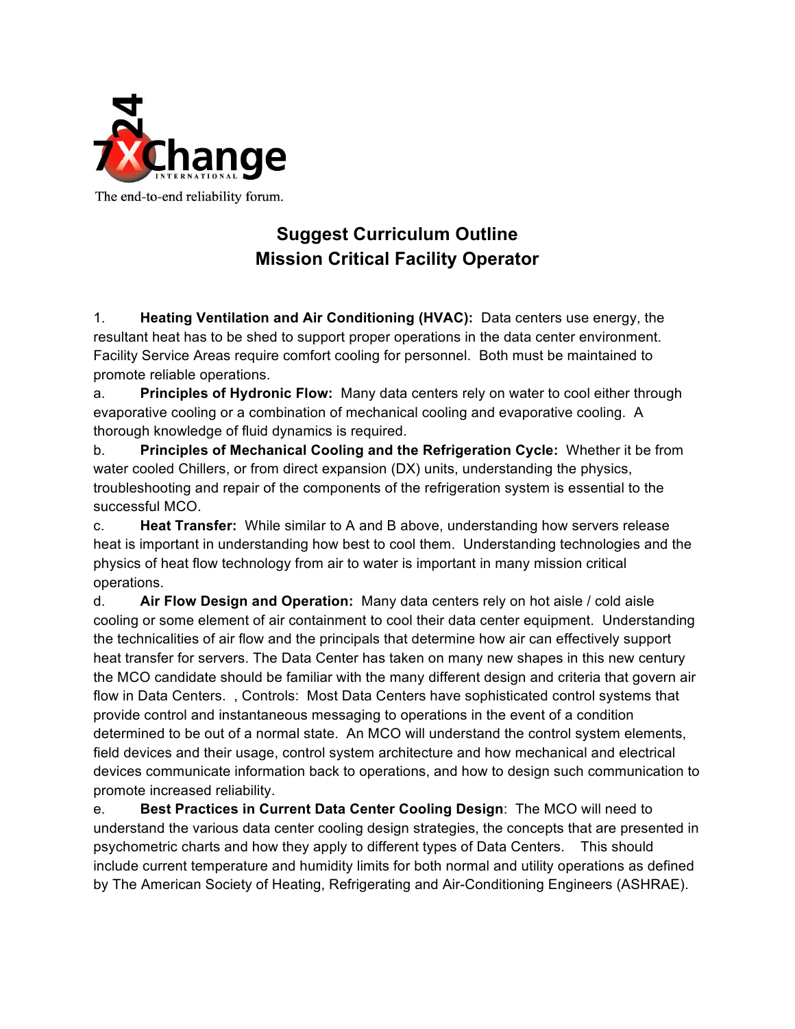7X24 Change International

The end-to-end reliability forum.

## Suggest Curriculum Outline
## Mission Critical Facility Operator

1. **Heating Ventilation and Air Conditioning (HVAC):** Data centers use energy, the resultant heat has to be shed to support proper operations in the data center environment. Facility Service Areas require comfort cooling for personnel. Both must be maintained to promote reliable operations.

a. **Principles of Hydronic Flow:** Many data centers rely on water to cool either through evaporative cooling or a combination of mechanical cooling and evaporative cooling. A thorough knowledge of fluid dynamics is required.

b. **Principles of Mechanical Cooling and the Refrigeration Cycle:** Whether it be from water cooled Chillers, or from direct expansion (DX) units, understanding the physics, troubleshooting and repair of the components of the refrigeration system is essential to the successful MCO.

c. **Heat Transfer:** While similar to A and B above, understanding how servers release heat is important in understanding how best to cool them. Understanding technologies and the physics of heat flow technology from air to water is important in many mission critical operations.

d. **Air Flow Design and Operation:** Many data centers rely on hot aisle / cold aisle cooling or some element of air containment to cool their data center equipment. Understanding the technicalities of air flow and the principals that determine how air can effectively support heat transfer for servers. The Data Center has taken on many new shapes in this new century the MCO candidate should be familiar with the many different design and criteria that govern air flow in Data Centers. , Controls: Most Data Centers have sophisticated control systems that provide control and instantaneous messaging to operations in the event of a condition determined to be out of a normal state. An MCO will understand the control system elements, field devices and their usage, control system architecture and how mechanical and electrical devices communicate information back to operations, and how to design such communication to promote increased reliability.

e. **Best Practices in Current Data Center Cooling Design**: The MCO will need to understand the various data center cooling design strategies, the concepts that are presented in psychometric charts and how they apply to different types of Data Centers. This should include current temperature and humidity limits for both normal and utility operations as defined by The American Society of Heating, Refrigerating and Air-Conditioning Engineers (ASHRAE).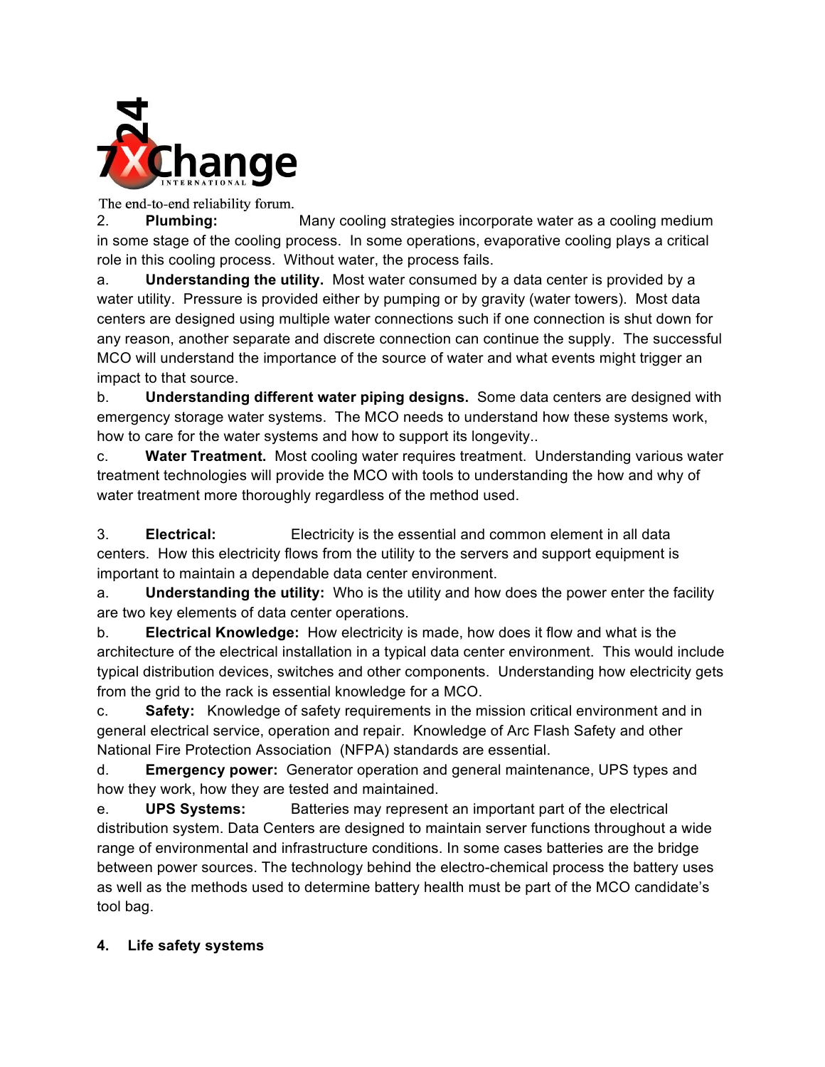2. **Plumbing:** Many cooling strategies incorporate water as a cooling medium in some stage of the cooling process. In some operations, evaporative cooling plays a critical role in this cooling process. Without water, the process fails.

a. **Understanding the utility.** Most water consumed by a data center is provided by a water utility. Pressure is provided either by pumping or by gravity (water towers). Most data centers are designed using multiple water connections such if one connection is shut down for any reason, another separate and discrete connection can continue the supply. The successful MCO will understand the importance of the source of water and what events might trigger an impact to that source.

b. **Understanding different water piping designs.** Some data centers are designed with emergency storage water systems. The MCO needs to understand how these systems work, how to care for the water systems and how to support its longevity..

c. **Water Treatment.** Most cooling water requires treatment. Understanding various water treatment technologies will provide the MCO with tools to understanding the how and why of water treatment more thoroughly regardless of the method used.

3. **Electrical:** Electricity is the essential and common element in all data centers. How this electricity flows from the utility to the servers and support equipment is important to maintain a dependable data center environment.

a. **Understanding the utility:** Who is the utility and how does the power enter the facility are two key elements of data center operations.

b. **Electrical Knowledge:** How electricity is made, how does it flow and what is the architecture of the electrical installation in a typical data center environment. This would include typical distribution devices, switches and other components. Understanding how electricity gets from the grid to the rack is essential knowledge for a MCO.

c. **Safety:** Knowledge of safety requirements in the mission critical environment and in general electrical service, operation and repair. Knowledge of Arc Flash Safety and other National Fire Protection Association (NFPA) standards are essential.

d. **Emergency power:** Generator operation and general maintenance, UPS types and how they work, how they are tested and maintained.

e. **UPS Systems:** Batteries may represent an important part of the electrical distribution system. Data Centers are designed to maintain server functions throughout a wide range of environmental and infrastructure conditions. In some cases batteries are the bridge between power sources. The technology behind the electro-chemical process the battery uses as well as the methods used to determine battery health must be part of the MCO candidate's tool bag.

**4. Life safety systems**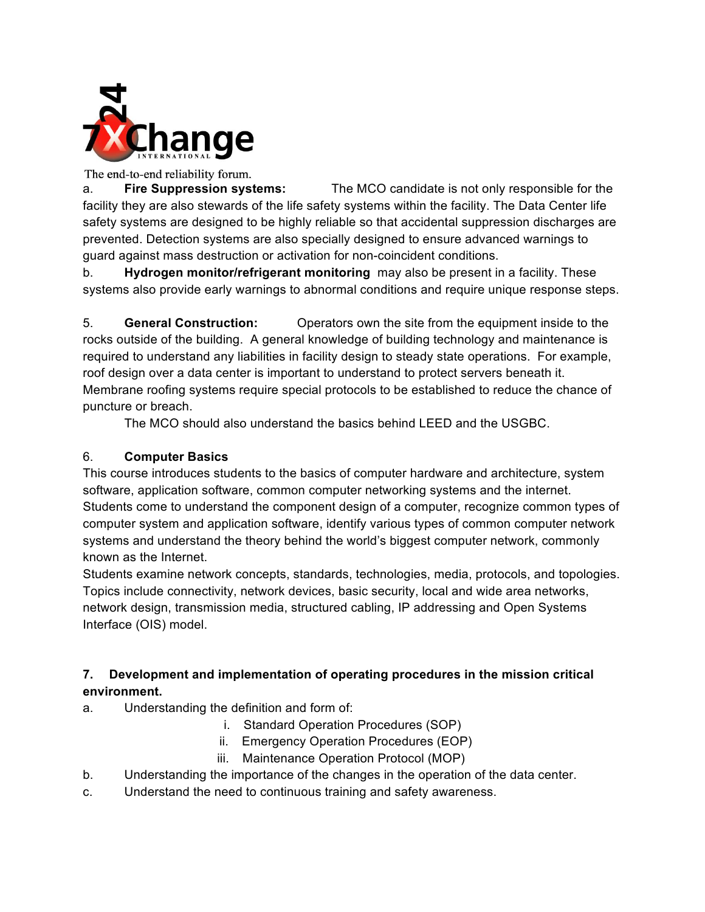a. **Fire Suppression systems:** The MCO candidate is not only responsible for the facility they are also stewards of the life safety systems within the facility. The Data Center life safety systems are designed to be highly reliable so that accidental suppression discharges are prevented. Detection systems are also specially designed to ensure advanced warnings to guard against mass destruction or activation for non-coincident conditions.

b. **Hydrogen monitor/refrigerant monitoring** may also be present in a facility. These systems also provide early warnings to abnormal conditions and require unique response steps.

5. **General Construction:** Operators own the site from the equipment inside to the rocks outside of the building. A general knowledge of building technology and maintenance is required to understand any liabilities in facility design to steady state operations. For example, roof design over a data center is important to understand to protect servers beneath it. Membrane roofing systems require special protocols to be established to reduce the chance of puncture or breach.

The MCO should also understand the basics behind LEED and the USGBC.

6. **Computer Basics**

This course introduces students to the basics of computer hardware and architecture, system software, application software, common computer networking systems and the internet. Students come to understand the component design of a computer, recognize common types of computer system and application software, identify various types of common computer network systems and understand the theory behind the world's biggest computer network, commonly known as the Internet.

Students examine network concepts, standards, technologies, media, protocols, and topologies. Topics include connectivity, network devices, basic security, local and wide area networks, network design, transmission media, structured cabling, IP addressing and Open Systems Interface (OIS) model.

**7. Development and implementation of operating procedures in the mission critical environment.**

a. Understanding the definition and form of:
   i. Standard Operation Procedures (SOP)
   ii. Emergency Operation Procedures (EOP)
   iii. Maintenance Operation Protocol (MOP)

b. Understanding the importance of the changes in the operation of the data center.

c. Understand the need to continuous training and safety awareness.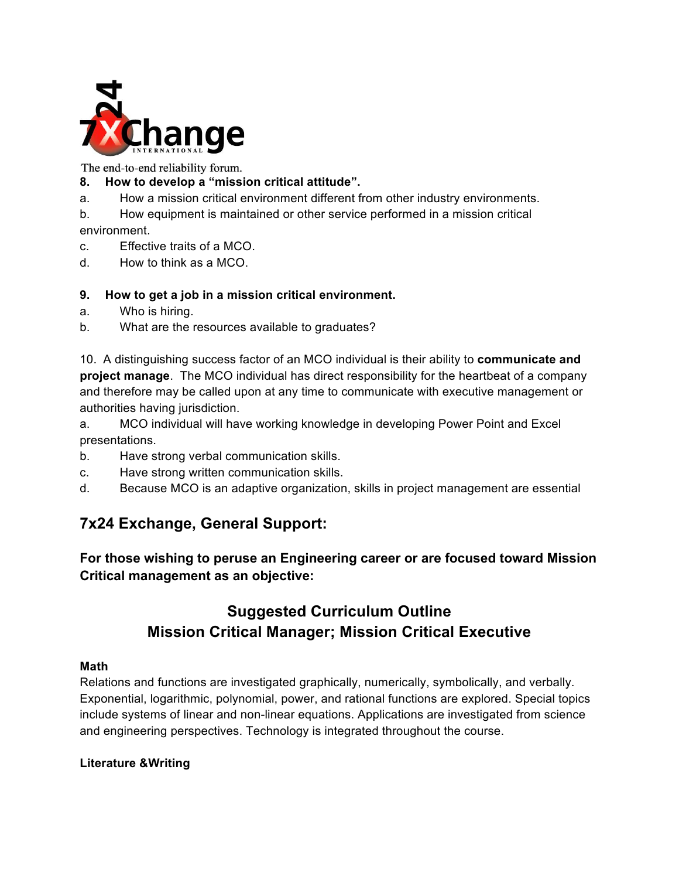**8. How to develop a "mission critical attitude".**

a. How a mission critical environment different from other industry environments.

b. How equipment is maintained or other service performed in a mission critical environment.

c. Effective traits of a MCO.

d. How to think as a MCO.

**9. How to get a job in a mission critical environment.**

a. Who is hiring.

b. What are the resources available to graduates?

10. A distinguishing success factor of an MCO individual is their ability to **communicate and project manage**. The MCO individual has direct responsibility for the heartbeat of a company and therefore may be called upon at any time to communicate with executive management or authorities having jurisdiction.

a. MCO individual will have working knowledge in developing Power Point and Excel presentations.

b. Have strong verbal communication skills.

c. Have strong written communication skills.

d. Because MCO is an adaptive organization, skills in project management are essential

## 7x24 Exchange, General Support:

**For those wishing to peruse an Engineering career or are focused toward Mission Critical management as an objective:**

## Suggested Curriculum Outline
## Mission Critical Manager; Mission Critical Executive

**Math**

Relations and functions are investigated graphically, numerically, symbolically, and verbally. Exponential, logarithmic, polynomial, power, and rational functions are explored. Special topics include systems of linear and non-linear equations. Applications are investigated from science and engineering perspectives. Technology is integrated throughout the course.

**Literature &Writing**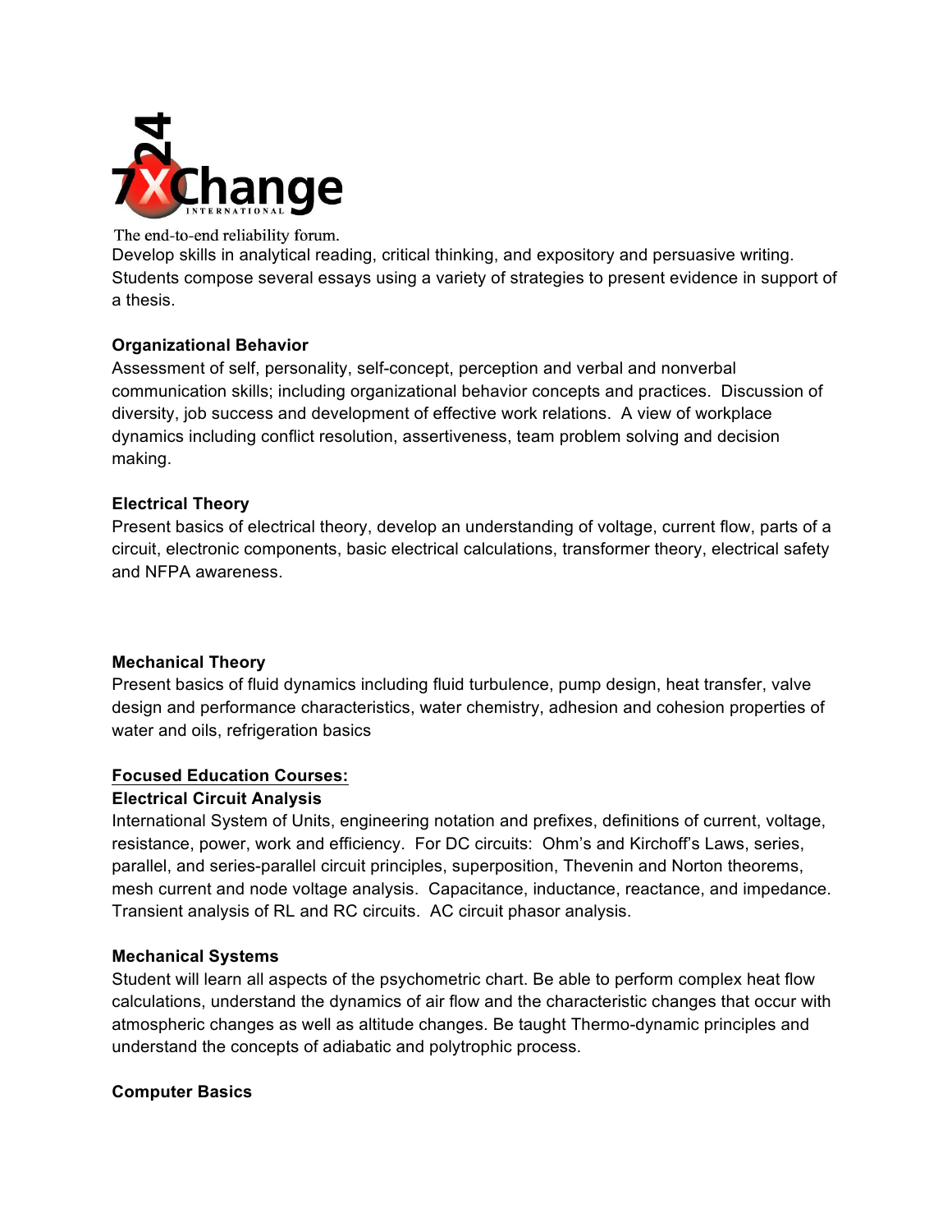Develop skills in analytical reading, critical thinking, and expository and persuasive writing. Students compose several essays using a variety of strategies to present evidence in support of a thesis.

**Organizational Behavior**
Assessment of self, personality, self-concept, perception and verbal and nonverbal communication skills; including organizational behavior concepts and practices. Discussion of diversity, job success and development of effective work relations. A view of workplace dynamics including conflict resolution, assertiveness, team problem solving and decision making.

**Electrical Theory**
Present basics of electrical theory, develop an understanding of voltage, current flow, parts of a circuit, electronic components, basic electrical calculations, transformer theory, electrical safety and NFPA awareness.

**Mechanical Theory**
Present basics of fluid dynamics including fluid turbulence, pump design, heat transfer, valve design and performance characteristics, water chemistry, adhesion and cohesion properties of water and oils, refrigeration basics

**<u>Focused Education Courses:</u>**

**Electrical Circuit Analysis**
International System of Units, engineering notation and prefixes, definitions of current, voltage, resistance, power, work and efficiency. For DC circuits: Ohm's and Kirchoff's Laws, series, parallel, and series-parallel circuit principles, superposition, Thevenin and Norton theorems, mesh current and node voltage analysis. Capacitance, inductance, reactance, and impedance. Transient analysis of RL and RC circuits. AC circuit phasor analysis.

**Mechanical Systems**
Student will learn all aspects of the psychometric chart. Be able to perform complex heat flow calculations, understand the dynamics of air flow and the characteristic changes that occur with atmospheric changes as well as altitude changes. Be taught Thermo-dynamic principles and understand the concepts of adiabatic and polytrophic process.

**Computer Basics**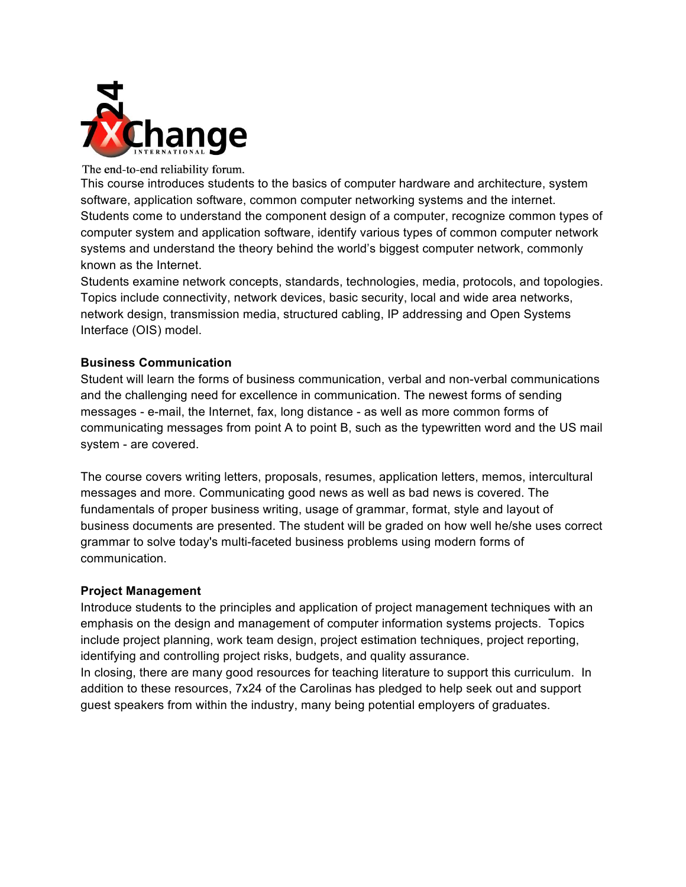7x24 XChange INTERNATIONAL

The end-to-end reliability forum.

This course introduces students to the basics of computer hardware and architecture, system software, application software, common computer networking systems and the internet. Students come to understand the component design of a computer, recognize common types of computer system and application software, identify various types of common computer network systems and understand the theory behind the world's biggest computer network, commonly known as the Internet.

Students examine network concepts, standards, technologies, media, protocols, and topologies. Topics include connectivity, network devices, basic security, local and wide area networks, network design, transmission media, structured cabling, IP addressing and Open Systems Interface (OIS) model.

**Business Communication**

Student will learn the forms of business communication, verbal and non-verbal communications and the challenging need for excellence in communication. The newest forms of sending messages - e-mail, the Internet, fax, long distance - as well as more common forms of communicating messages from point A to point B, such as the typewritten word and the US mail system - are covered.

The course covers writing letters, proposals, resumes, application letters, memos, intercultural messages and more. Communicating good news as well as bad news is covered. The fundamentals of proper business writing, usage of grammar, format, style and layout of business documents are presented. The student will be graded on how well he/she uses correct grammar to solve today's multi-faceted business problems using modern forms of communication.

**Project Management**

Introduce students to the principles and application of project management techniques with an emphasis on the design and management of computer information systems projects. Topics include project planning, work team design, project estimation techniques, project reporting, identifying and controlling project risks, budgets, and quality assurance.

In closing, there are many good resources for teaching literature to support this curriculum. In addition to these resources, 7x24 of the Carolinas has pledged to help seek out and support guest speakers from within the industry, many being potential employers of graduates.